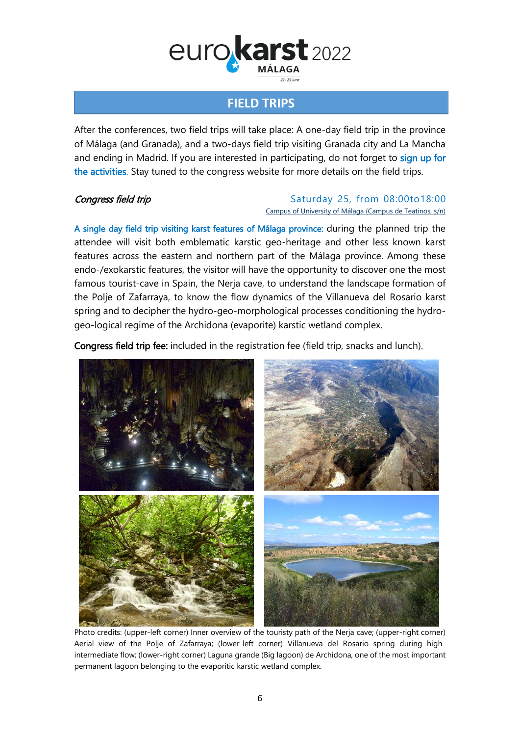# FIELD TRIPS

After the conferences, two field trips will take place: A one-day field trip in the province of Málaga (and Granada), and a two-days field trip visiting Granada city and La Mancha and ending in Madrid. If you are interested in participating, do not forget to sign up for the activities. Stay tuned to the congress website for more details on the field trips.

*Congress field trip*

Saturday 25, from 08:00to18:00
Campus of University of Málaga (Campus de Teatinos, s/n)

A single day field trip visiting karst features of Málaga province: during the planned trip the attendee will visit both emblematic karstic geo-heritage and other less known karst features across the eastern and northern part of the Málaga province. Among these endo-/exokarstic features, the visitor will have the opportunity to discover one the most famous tourist-cave in Spain, the Nerja cave, to understand the landscape formation of the Polje of Zafarraya, to know the flow dynamics of the Villanueva del Rosario karst spring and to decipher the hydro-geo-morphological processes conditioning the hydro-geo-logical regime of the Archidona (evaporite) karstic wetland complex.

**Congress field trip fee:** included in the registration fee (field trip, snacks and lunch).

Photo credits: (upper-left corner) Inner overview of the touristy path of the Nerja cave; (upper-right corner) Aerial view of the Polje of Zafarraya; (lower-left corner) Villanueva del Rosario spring during high-intermediate flow; (lower-right corner) Laguna grande (Big lagoon) de Archidona, one of the most important permanent lagoon belonging to the evaporitic karstic wetland complex.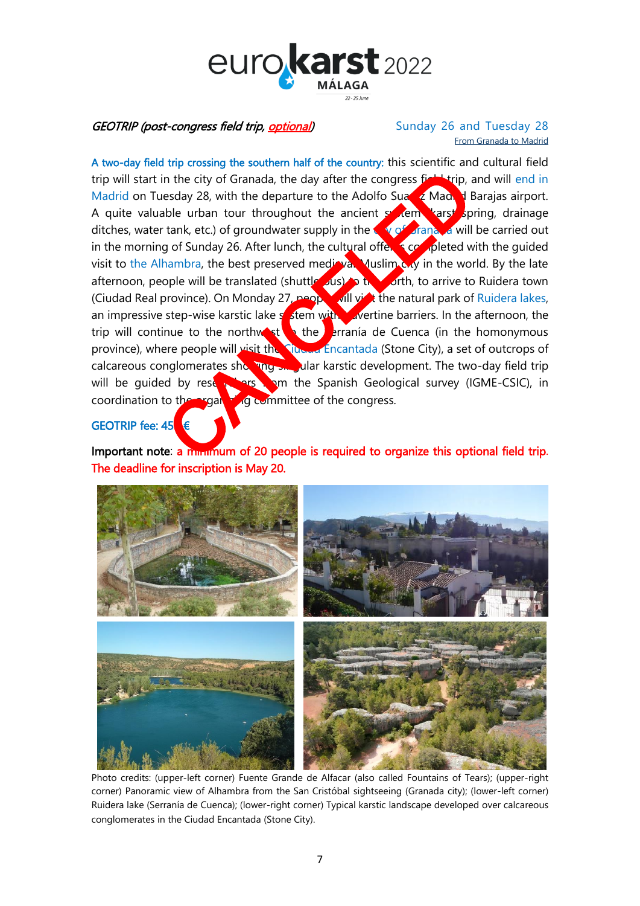# eurokarst 2022

MÁLAGA

22-25 June

*GEOTRIP (post-congress field trip, optional)*

Sunday 26 and Tuesday 28

From Granada to Madrid

A two-day field trip crossing the southern half of the country: this scientific and cultural field trip will start in the city of Granada, the day after the congress field trip, and will end in Madrid on Tuesday 28, with the departure to the Adolfo Suarez Madrid Barajas airport. A quite valuable urban tour throughout the ancient system (karst spring, drainage ditches, water tank, etc.) of groundwater supply in the city of Granada will be carried out in the morning of Sunday 26. After lunch, the cultural offer is completed with the guided visit to the Alhambra, the best preserved medieval Muslim city in the world. By the late afternoon, people will be translated (shuttle bus) to the north, to arrive to Ruidera town (Ciudad Real province). On Monday 27, people will visit the natural park of Ruidera lakes, an impressive step-wise karstic lake system with travertine barriers. In the afternoon, the trip will continue to the northwest to the Serranía de Cuenca (in the homonymous province), where people will visit the Ciudad Encantada (Stone City), a set of outcrops of calcareous conglomerates showing singular karstic development. The two-day field trip will be guided by researchers from the Spanish Geological survey (IGME-CSIC), in coordination to the organizing committee of the congress.

CANCELED

GEOTRIP fee: 450 €

**Important note**: a minimum of 20 people is required to organize this optional field trip. The deadline for inscription is May 20.

Photo credits: (upper-left corner) Fuente Grande de Alfacar (also called Fountains of Tears); (upper-right corner) Panoramic view of Alhambra from the San Cristóbal sightseeing (Granada city); (lower-left corner) Ruidera lake (Serranía de Cuenca); (lower-right corner) Typical karstic landscape developed over calcareous conglomerates in the Ciudad Encantada (Stone City).